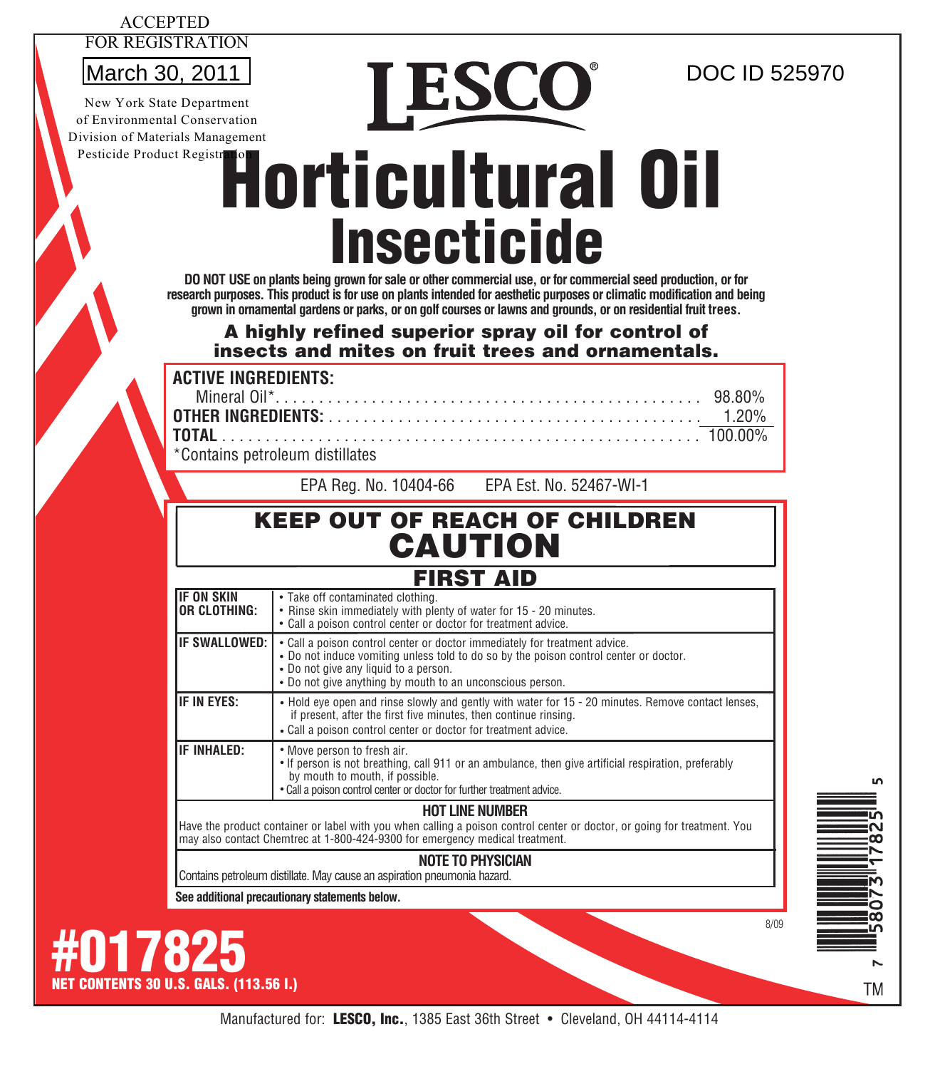ACCEPTED
FOR REGISTRATION

March 30, 2011

New York State Department
of Environmental Conservation
Division of Materials Management
Pesticide Product Registration

LESCO®

DOC ID 525970

# Horticultural Oil Insecticide

**DO NOT USE on plants being grown for sale or other commercial use, or for commercial seed production, or for research purposes. This product is for use on plants intended for aesthetic purposes or climatic modification and being grown in ornamental gardens or parks, or on golf courses or lawns and grounds, or on residential fruit trees.**

**A highly refined superior spray oil for control of insects and mites on fruit trees and ornamentals.**

| | |
|---|---|
| **ACTIVE INGREDIENTS:** | |
| Mineral Oil* | 98.80% |
| **OTHER INGREDIENTS:** | 1.20% |
| **TOTAL** | 100.00% |

*Contains petroleum distillates

EPA Reg. No. 10404-66 EPA Est. No. 52467-WI-1

## KEEP OUT OF REACH OF CHILDREN
## CAUTION

### FIRST AID

| | |
|---|---|
| **IF ON SKIN OR CLOTHING:** | • Take off contaminated clothing.<br>• Rinse skin immediately with plenty of water for 15 - 20 minutes.<br>• Call a poison control center or doctor for treatment advice. |
| **IF SWALLOWED:** | • Call a poison control center or doctor immediately for treatment advice.<br>• Do not induce vomiting unless told to do so by the poison control center or doctor.<br>• Do not give any liquid to a person.<br>• Do not give anything by mouth to an unconscious person. |
| **IF IN EYES:** | • Hold eye open and rinse slowly and gently with water for 15 - 20 minutes. Remove contact lenses, if present, after the first five minutes, then continue rinsing.<br>• Call a poison control center or doctor for treatment advice. |
| **IF INHALED:** | • Move person to fresh air.<br>• If person is not breathing, call 911 or an ambulance, then give artificial respiration, preferably by mouth to mouth, if possible.<br>• Call a poison control center or doctor for further treatment advice. |

**HOT LINE NUMBER**

Have the product container or label with you when calling a poison control center or doctor, or going for treatment. You may also contact Chemtrec at 1-800-424-9300 for emergency medical treatment.

**NOTE TO PHYSICIAN**

Contains petroleum distillate. May cause an aspiration pneumonia hazard.

**See additional precautionary statements below.**

8/09

**#017825**

**NET CONTENTS 30 U.S. GALS. (113.56 l.)**

7 58073 17825 5

TM

Manufactured for: **LESCO, Inc.**, 1385 East 36th Street • Cleveland, OH 44114-4114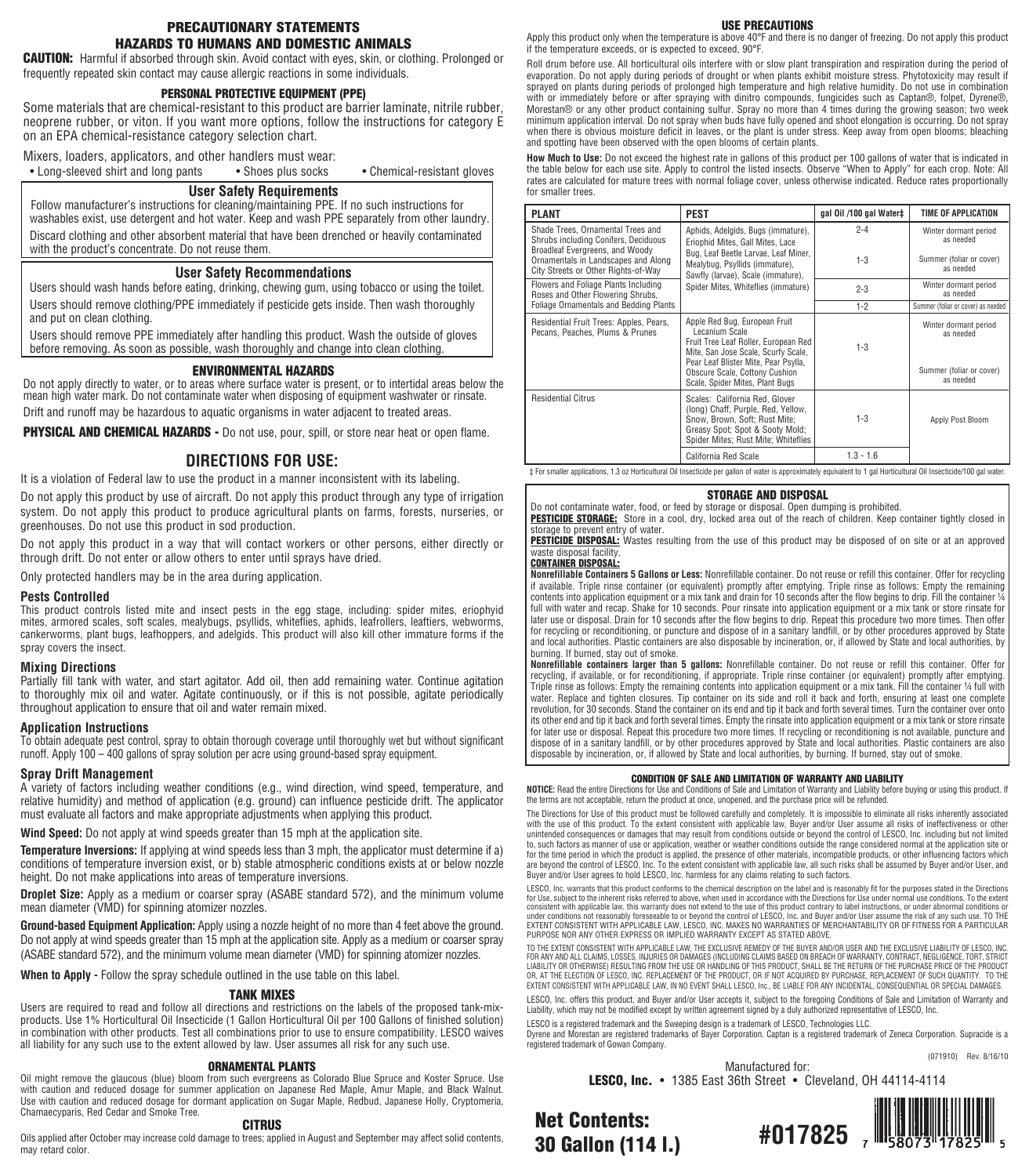## PRECAUTIONARY STATEMENTS

### HAZARDS TO HUMANS AND DOMESTIC ANIMALS

**CAUTION:** Harmful if absorbed through skin. Avoid contact with eyes, skin, or clothing. Prolonged or frequently repeated skin contact may cause allergic reactions in some individuals.

### PERSONAL PROTECTIVE EQUIPMENT (PPE)

Some materials that are chemical-resistant to this product are barrier laminate, nitrile rubber, neoprene rubber, or viton. If you want more options, follow the instructions for category E on an EPA chemical-resistance category selection chart.

Mixers, loaders, applicators, and other handlers must wear:

- Long-sleeved shirt and long pants
- Shoes plus socks
- Chemical-resistant gloves

### User Safety Requirements

Follow manufacturer's instructions for cleaning/maintaining PPE. If no such instructions for washables exist, use detergent and hot water. Keep and wash PPE separately from other laundry.

Discard clothing and other absorbent material that have been drenched or heavily contaminated with the product's concentrate. Do not reuse them.

### User Safety Recommendations

Users should wash hands before eating, drinking, chewing gum, using tobacco or using the toilet.

Users should remove clothing/PPE immediately if pesticide gets inside. Then wash thoroughly and put on clean clothing.

Users should remove PPE immediately after handling this product. Wash the outside of gloves before removing. As soon as possible, wash thoroughly and change into clean clothing.

### ENVIRONMENTAL HAZARDS

Do not apply directly to water, or to areas where surface water is present, or to intertidal areas below the mean high water mark. Do not contaminate water when disposing of equipment washwater or rinsate.

Drift and runoff may be hazardous to aquatic organisms in water adjacent to treated areas.

**PHYSICAL AND CHEMICAL HAZARDS -** Do not use, pour, spill, or store near heat or open flame.

## DIRECTIONS FOR USE:

It is a violation of Federal law to use the product in a manner inconsistent with its labeling.

Do not apply this product by use of aircraft. Do not apply this product through any type of irrigation system. Do not apply this product to produce agricultural plants on farms, forests, nurseries, or greenhouses. Do not use this product in sod production.

Do not apply this product in a way that will contact workers or other persons, either directly or through drift. Do not enter or allow others to enter until sprays have dried.

Only protected handlers may be in the area during application.

### Pests Controlled

This product controls listed mite and insect pests in the egg stage, including: spider mites, eriophyid mites, armored scales, soft scales, mealybugs, psyllids, whiteflies, aphids, leafrollers, leaftiers, webworms, cankerworms, plant bugs, leafhoppers, and adelgids. This product will also kill other immature forms if the spray covers the insect.

### Mixing Directions

Partially fill tank with water, and start agitator. Add oil, then add remaining water. Continue agitation to thoroughly mix oil and water. Agitate continuously, or if this is not possible, agitate periodically throughout application to ensure that oil and water remain mixed.

### Application Instructions

To obtain adequate pest control, spray to obtain thorough coverage until thoroughly wet but without significant runoff. Apply 100 – 400 gallons of spray solution per acre using ground-based spray equipment.

### Spray Drift Management

A variety of factors including weather conditions (e.g., wind direction, wind speed, temperature, and relative humidity) and method of application (e.g. ground) can influence pesticide drift. The applicator must evaluate all factors and make appropriate adjustments when applying this product.

**Wind Speed:** Do not apply at wind speeds greater than 15 mph at the application site.

**Temperature Inversions:** If applying at wind speeds less than 3 mph, the applicator must determine if a) conditions of temperature inversion exist, or b) stable atmospheric conditions exists at or below nozzle height. Do not make applications into areas of temperature inversions.

**Droplet Size:** Apply as a medium or coarser spray (ASABE standard 572), and the minimum volume mean diameter (VMD) for spinning atomizer nozzles.

**Ground-based Equipment Application:** Apply using a nozzle height of no more than 4 feet above the ground. Do not apply at wind speeds greater than 15 mph at the application site. Apply as a medium or coarser spray (ASABE standard 572), and the minimum volume mean diameter (VMD) for spinning atomizer nozzles.

**When to Apply -** Follow the spray schedule outlined in the use table on this label.

### TANK MIXES

Users are required to read and follow all directions and restrictions on the labels of the proposed tank-mix-products. Use 1% Horticultural Oil Insecticide (1 Gallon Horticultural Oil per 100 Gallons of finished solution) in combination with other products. Test all combinations prior to use to ensure compatibility. LESCO waives all liability for any such use to the extent allowed by law. User assumes all risk for any such use.

### ORNAMENTAL PLANTS

Oil might remove the glaucous (blue) bloom from such evergreens as Colorado Blue Spruce and Koster Spruce. Use with caution and reduced dosage for summer application on Japanese Red Maple, Amur Maple, and Black Walnut. Use with caution and reduced dosage for dormant application on Sugar Maple, Redbud, Japanese Holly, Cryptomeria, Chamaecyparis, Red Cedar and Smoke Tree.

### CITRUS

Oils applied after October may increase cold damage to trees; applied in August and September may affect solid contents, may retard color.

### USE PRECAUTIONS

Apply this product only when the temperature is above 40°F and there is no danger of freezing. Do not apply this product if the temperature exceeds, or is expected to exceed, 90°F.

Roll drum before use. All horticultural oils interfere with or slow plant transpiration and respiration during the period of evaporation. Do not apply during periods of drought or when plants exhibit moisture stress. Phytotoxicity may result if sprayed on plants during periods of prolonged high temperature and high relative humidity. Do not use in combination with or immediately before or after spraying with dinitro compounds, fungicides such as Captan®, folpet, Dyrene®, Morestan® or any other product containing sulfur. Spray no more than 4 times during the growing season; two week minimum application interval. Do not spray when buds have fully opened and shoot elongation is occurring. Do not spray when there is obvious moisture deficit in leaves, or the plant is under stress. Keep away from open blooms; bleaching and spotting have been observed with the open blooms of certain plants.

**How Much to Use:** Do not exceed the highest rate in gallons of this product per 100 gallons of water that is indicated in the table below for each use site. Apply to control the listed insects. Observe "When to Apply" for each crop. Note: All rates are calculated for mature trees with normal foliage cover, unless otherwise indicated. Reduce rates proportionally for smaller trees.

| PLANT | PEST | gal Oil /100 gal Water‡ | TIME OF APPLICATION |
|---|---|---|---|
| Shade Trees, Ornamental Trees and Shrubs including Conifers, Deciduous Broadleaf Evergreens, and Woody Ornamentals in Landscapes and Along City Streets or Other Rights-of-Way | Aphids, Adelgids, Bugs (immature), Eriophid Mites, Gall Mites, Lace Bug, Leaf Beetle Larvae, Leaf Miner, Mealybug, Psyllids (immature), Sawfly (larvae), Scale (immature), Spider Mites, Whiteflies (immature) | 2-4 | Winter dormant period as needed |
| | | 1-3 | Summer (foliar or cover) as needed |
| Flowers and Foliage Plants Including Roses and Other Flowering Shrubs, Foliage Ornamentals and Bedding Plants | | 2-3 | Winter dormant period as needed |
| | | 1-2 | Summer (foliar or cover) as needed |
| Residential Fruit Trees: Apples, Pears, Pecans, Peaches, Plums & Prunes | Apple Red Bug, European Fruit Lecanium Scale Fruit Tree Leaf Roller, European Red Mite, San Jose Scale, Scurfy Scale, Pear Leaf Blister Mite, Pear Psylla, Obscure Scale, Cottony Cushion Scale, Spider Mites, Plant Bugs | 1-3 | Winter dormant period as needed; Summer (foliar or cover) as needed |
| Residential Citrus | Scales: California Red, Glover (long) Chaff, Purple, Red, Yellow, Snow, Brown, Soft; Rust Mite; Greasy Spot; Spot & Sooty Mold; Spider Mites; Rust Mite; Whiteflies | 1-3 | Apply Post Bloom |
| | California Red Scale | 1.3 - 1.6 | |

‡ For smaller applications, 1.3 oz Horticultural Oil Insecticide per gallon of water is approximately equivalent to 1 gal Horticultural Oil Insecticide/100 gal water.

### STORAGE AND DISPOSAL

Do not contaminate water, food, or feed by storage or disposal. Open dumping is prohibited.

**PESTICIDE STORAGE:** Store in a cool, dry, locked area out of the reach of children. Keep container tightly closed in storage to prevent entry of water.

**PESTICIDE DISPOSAL:** Wastes resulting from the use of this product may be disposed of on site or at an approved waste disposal facility.

**CONTAINER DISPOSAL:**

**Nonrefillable Containers 5 Gallons or Less:** Nonrefillable container. Do not reuse or refill this container. Offer for recycling if available. Triple rinse container (or equivalent) promptly after emptying. Triple rinse as follows: Empty the remaining contents into application equipment or a mix tank and drain for 10 seconds after the flow begins to drip. Fill the container ¼ full with water and recap. Shake for 10 seconds. Pour rinsate into application equipment or a mix tank or store rinsate for later use or disposal. Drain for 10 seconds after the flow begins to drip. Repeat this procedure two more times. Then offer for recycling or reconditioning, or puncture and dispose of in a sanitary landfill, or by other procedures approved by State and local authorities. Plastic containers are also disposable by incineration, or, if allowed by State and local authorities, by burning. If burned, stay out of smoke.

**Nonrefillable containers larger than 5 gallons:** Nonrefillable container. Do not reuse or refill this container. Offer for recycling, if available, or for reconditioning, if appropriate. Triple rinse container (or equivalent) promptly after emptying. Triple rinse as follows: Empty the remaining contents into application equipment or a mix tank. Fill the container ¼ full with water. Replace and tighten closures. Tip container on its side and roll it back and forth, ensuring at least one complete revolution, for 30 seconds. Stand the container on its end and tip it back and forth several times. Turn the container over onto its other end and tip it back and forth several times. Empty the rinsate into application equipment or a mix tank or store rinsate for later use or disposal. Repeat this procedure two more times. If recycling or reconditioning is not available, puncture and dispose of in a sanitary landfill, or by other procedures approved by State and local authorities. Plastic containers are also disposable by incineration, or, if allowed by State and local authorities, by burning. If burned, stay out of smoke.

### CONDITION OF SALE AND LIMITATION OF WARRANTY AND LIABILITY

**NOTICE:** Read the entire Directions for Use and Conditions of Sale and Limitation of Warranty and Liability before buying or using this product. If the terms are not acceptable, return the product at once, unopened, and the purchase price will be refunded.

The Directions for Use of this product must be followed carefully and completely. It is impossible to eliminate all risks inherently associated with the use of this product. To the extent consistent with applicable law, Buyer and/or User assume all risks of ineffectiveness or other unintended consequences or damages that may result from conditions outside or beyond the control of LESCO, Inc. including but not limited to, such factors as manner of use or application, weather or weather conditions outside the range considered normal at the application site or for the time period in which the product is applied, the presence of other materials, incompatible products, or other influencing factors which are beyond the control of LESCO, Inc. To the extent consistent with applicable law, all such risks shall be assumed by Buyer and/or User, and Buyer and/or User agrees to hold LESCO, Inc. harmless for any claims relating to such factors.

LESCO, Inc. warrants that this product conforms to the chemical description on the label and is reasonably fit for the purposes stated in the Directions for Use, subject to the inherent risks referred to above, when used in accordance with the Directions for Use under normal use conditions. To the extent consistent with applicable law, this warranty does not extend to the use of this product contrary to label instructions, or under abnormal conditions or under conditions not reasonably foreseeable to or beyond the control of LESCO, Inc. and Buyer and/or User assume the risk of any such use. TO THE EXTENT CONSISTENT WITH APPLICABLE LAW, LESCO, INC. MAKES NO WARRANTIES OF MERCHANTABILITY OR OF FITNESS FOR A PARTICULAR PURPOSE NOR ANY OTHER EXPRESS OR IMPLIED WARRANTY EXCEPT AS STATED ABOVE.

TO THE EXTENT CONSISTENT WITH APPLICABLE LAW, THE EXCLUSIVE REMEDY OF THE BUYER AND/OR USER AND THE EXCLUSIVE LIABILITY OF LESCO, INC. FOR ANY AND ALL CLAIMS, LOSSES, INJURIES OR DAMAGES (INCLUDING CLAIMS BASED ON BREACH OF WARRANTY, CONTRACT, NEGLIGENCE, TORT, STRICT LIABILITY OR OTHERWISE) RESULTING FROM THE USE OR HANDLING OF THIS PRODUCT, SHALL BE THE RETURN OF THE PURCHASE PRICE OF THE PRODUCT OR, AT THE ELECTION OF LESCO, INC. REPLACEMENT OF THE PRODUCT, OR IF NOT ACQUIRED BY PURCHASE, REPLACEMENT OF SUCH QUANTITY. TO THE EXTENT CONSISTENT WITH APPLICABLE LAW, IN NO EVENT SHALL LESCO, Inc., BE LIABLE FOR ANY INCIDENTAL, CONSEQUENTIAL OR SPECIAL DAMAGES.

LESCO, Inc. offers this product, and Buyer and/or User accepts it, subject to the foregoing Conditions of Sale and Limitation of Warranty and Liability, which may not be modified except by written agreement signed by a duly authorized representative of LESCO, Inc.

LESCO is a registered trademark and the Sweeping design is a trademark of LESCO, Technologies LLC.

Dyrene and Morestan are registered trademarks of Bayer Corporation. Captan is a registered trademark of Zeneca Corporation. Supracide is a registered trademark of Gowan Company.

(071910) Rev. 8/16/10

Manufactured for:

**LESCO, Inc.** • 1385 East 36th Street • Cleveland, OH 44114-4114

**Net Contents: 30 Gallon (114 l.)**

**#017825**

7 58073 17825 5